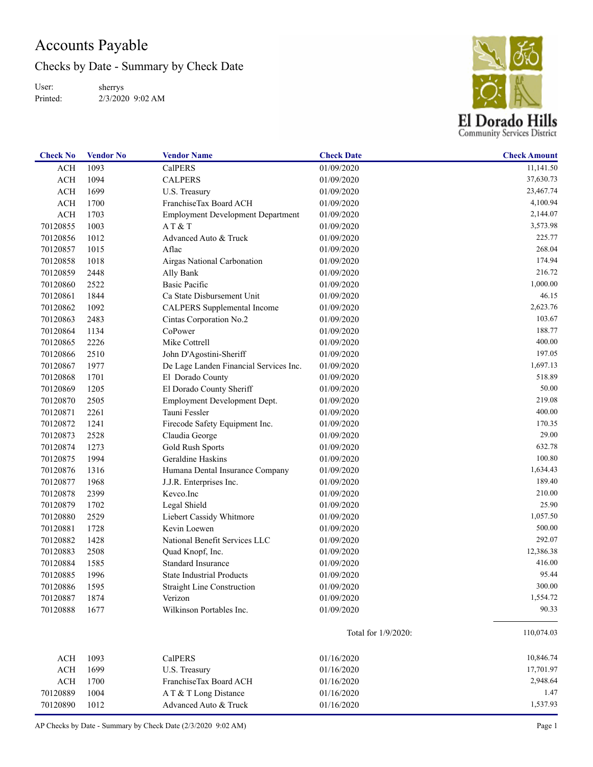# Accounts Payable

## Checks by Date - Summary by Check Date

User: sherrys
Printed: 2/3/2020 9:02 AM

El Dorado Hills
Community Services District

| Check No | Vendor No | Vendor Name | Check Date | Check Amount |
|---|---|---|---|---|
| ACH | 1093 | CalPERS | 01/09/2020 | 11,141.50 |
| ACH | 1094 | CALPERS | 01/09/2020 | 37,630.73 |
| ACH | 1699 | U.S. Treasury | 01/09/2020 | 23,467.74 |
| ACH | 1700 | FranchiseTax Board ACH | 01/09/2020 | 4,100.94 |
| ACH | 1703 | Employment Development Department | 01/09/2020 | 2,144.07 |
| 70120855 | 1003 | A T & T | 01/09/2020 | 3,573.98 |
| 70120856 | 1012 | Advanced Auto & Truck | 01/09/2020 | 225.77 |
| 70120857 | 1015 | Aflac | 01/09/2020 | 268.04 |
| 70120858 | 1018 | Airgas National Carbonation | 01/09/2020 | 174.94 |
| 70120859 | 2448 | Ally Bank | 01/09/2020 | 216.72 |
| 70120860 | 2522 | Basic Pacific | 01/09/2020 | 1,000.00 |
| 70120861 | 1844 | Ca State Disbursement Unit | 01/09/2020 | 46.15 |
| 70120862 | 1092 | CALPERS Supplemental Income | 01/09/2020 | 2,623.76 |
| 70120863 | 2483 | Cintas Corporation No.2 | 01/09/2020 | 103.67 |
| 70120864 | 1134 | CoPower | 01/09/2020 | 188.77 |
| 70120865 | 2226 | Mike Cottrell | 01/09/2020 | 400.00 |
| 70120866 | 2510 | John D'Agostini-Sheriff | 01/09/2020 | 197.05 |
| 70120867 | 1977 | De Lage Landen Financial Services Inc. | 01/09/2020 | 1,697.13 |
| 70120868 | 1701 | El Dorado County | 01/09/2020 | 518.89 |
| 70120869 | 1205 | El Dorado County Sheriff | 01/09/2020 | 50.00 |
| 70120870 | 2505 | Employment Development Dept. | 01/09/2020 | 219.08 |
| 70120871 | 2261 | Tauni Fessler | 01/09/2020 | 400.00 |
| 70120872 | 1241 | Firecode Safety Equipment Inc. | 01/09/2020 | 170.35 |
| 70120873 | 2528 | Claudia George | 01/09/2020 | 29.00 |
| 70120874 | 1273 | Gold Rush Sports | 01/09/2020 | 632.78 |
| 70120875 | 1994 | Geraldine Haskins | 01/09/2020 | 100.80 |
| 70120876 | 1316 | Humana Dental Insurance Company | 01/09/2020 | 1,634.43 |
| 70120877 | 1968 | J.J.R. Enterprises Inc. | 01/09/2020 | 189.40 |
| 70120878 | 2399 | Kevco.Inc | 01/09/2020 | 210.00 |
| 70120879 | 1702 | Legal Shield | 01/09/2020 | 25.90 |
| 70120880 | 2529 | Liebert Cassidy Whitmore | 01/09/2020 | 1,057.50 |
| 70120881 | 1728 | Kevin Loewen | 01/09/2020 | 500.00 |
| 70120882 | 1428 | National Benefit Services LLC | 01/09/2020 | 292.07 |
| 70120883 | 2508 | Quad Knopf, Inc. | 01/09/2020 | 12,386.38 |
| 70120884 | 1585 | Standard Insurance | 01/09/2020 | 416.00 |
| 70120885 | 1996 | State Industrial Products | 01/09/2020 | 95.44 |
| 70120886 | 1595 | Straight Line Construction | 01/09/2020 | 300.00 |
| 70120887 | 1874 | Verizon | 01/09/2020 | 1,554.72 |
| 70120888 | 1677 | Wilkinson Portables Inc. | 01/09/2020 | 90.33 |
| | | | Total for 1/9/2020: | 110,074.03 |
| ACH | 1093 | CalPERS | 01/16/2020 | 10,846.74 |
| ACH | 1699 | U.S. Treasury | 01/16/2020 | 17,701.97 |
| ACH | 1700 | FranchiseTax Board ACH | 01/16/2020 | 2,948.64 |
| 70120889 | 1004 | A T & T Long Distance | 01/16/2020 | 1.47 |
| 70120890 | 1012 | Advanced Auto & Truck | 01/16/2020 | 1,537.93 |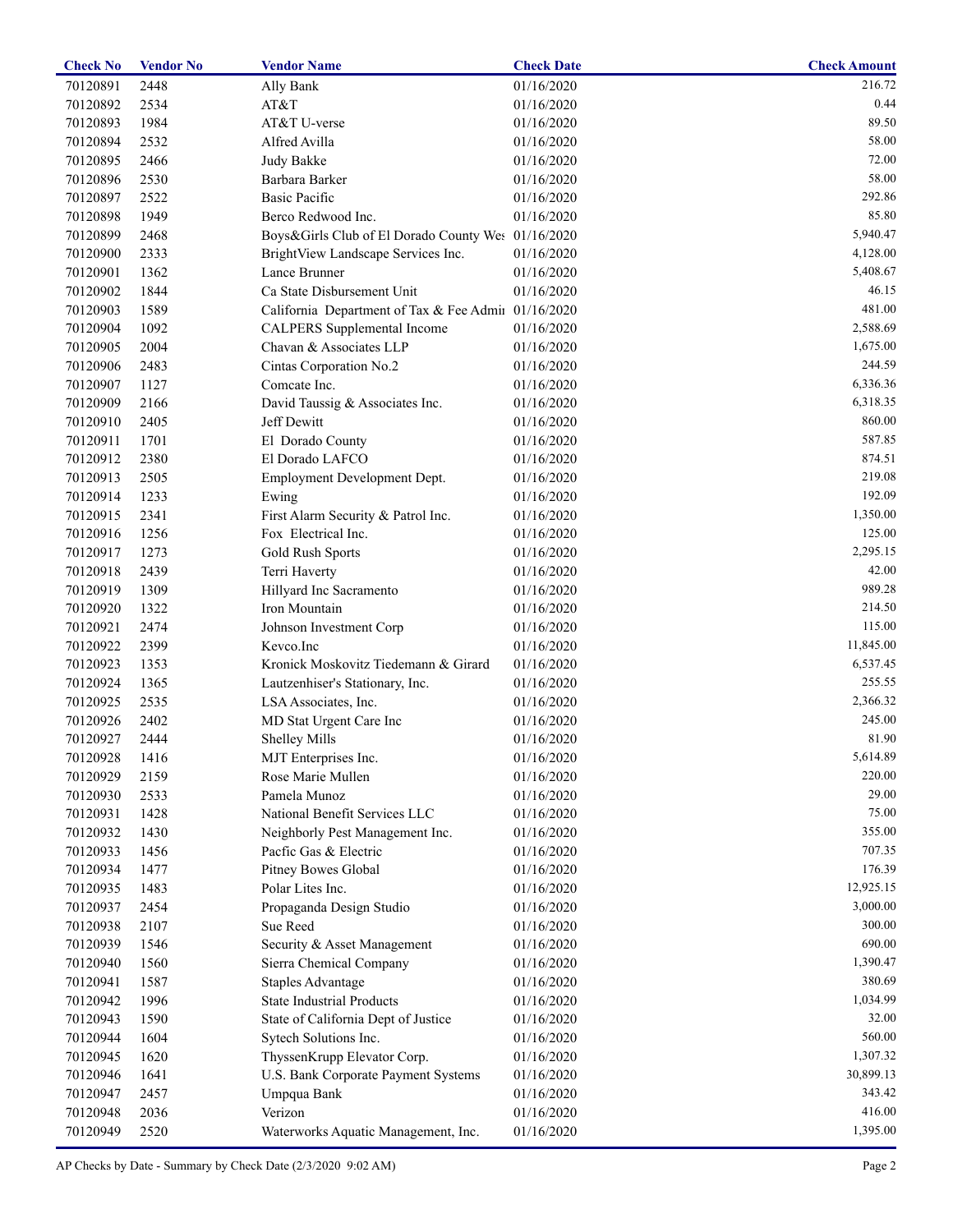| Check No | Vendor No | Vendor Name | Check Date | Check Amount |
|---|---|---|---|---|
| 70120891 | 2448 | Ally Bank | 01/16/2020 | 216.72 |
| 70120892 | 2534 | AT&T | 01/16/2020 | 0.44 |
| 70120893 | 1984 | AT&T U-verse | 01/16/2020 | 89.50 |
| 70120894 | 2532 | Alfred Avilla | 01/16/2020 | 58.00 |
| 70120895 | 2466 | Judy Bakke | 01/16/2020 | 72.00 |
| 70120896 | 2530 | Barbara Barker | 01/16/2020 | 58.00 |
| 70120897 | 2522 | Basic Pacific | 01/16/2020 | 292.86 |
| 70120898 | 1949 | Berco Redwood Inc. | 01/16/2020 | 85.80 |
| 70120899 | 2468 | Boys&Girls Club of El Dorado County Wes | 01/16/2020 | 5,940.47 |
| 70120900 | 2333 | BrightView Landscape Services Inc. | 01/16/2020 | 4,128.00 |
| 70120901 | 1362 | Lance Brunner | 01/16/2020 | 5,408.67 |
| 70120902 | 1844 | Ca State Disbursement Unit | 01/16/2020 | 46.15 |
| 70120903 | 1589 | California Department of Tax & Fee Admi | 01/16/2020 | 481.00 |
| 70120904 | 1092 | CALPERS Supplemental Income | 01/16/2020 | 2,588.69 |
| 70120905 | 2004 | Chavan & Associates LLP | 01/16/2020 | 1,675.00 |
| 70120906 | 2483 | Cintas Corporation No.2 | 01/16/2020 | 244.59 |
| 70120907 | 1127 | Comcate Inc. | 01/16/2020 | 6,336.36 |
| 70120909 | 2166 | David Taussig & Associates Inc. | 01/16/2020 | 6,318.35 |
| 70120910 | 2405 | Jeff Dewitt | 01/16/2020 | 860.00 |
| 70120911 | 1701 | El Dorado County | 01/16/2020 | 587.85 |
| 70120912 | 2380 | El Dorado LAFCO | 01/16/2020 | 874.51 |
| 70120913 | 2505 | Employment Development Dept. | 01/16/2020 | 219.08 |
| 70120914 | 1233 | Ewing | 01/16/2020 | 192.09 |
| 70120915 | 2341 | First Alarm Security & Patrol Inc. | 01/16/2020 | 1,350.00 |
| 70120916 | 1256 | Fox Electrical Inc. | 01/16/2020 | 125.00 |
| 70120917 | 1273 | Gold Rush Sports | 01/16/2020 | 2,295.15 |
| 70120918 | 2439 | Terri Haverty | 01/16/2020 | 42.00 |
| 70120919 | 1309 | Hillyard Inc Sacramento | 01/16/2020 | 989.28 |
| 70120920 | 1322 | Iron Mountain | 01/16/2020 | 214.50 |
| 70120921 | 2474 | Johnson Investment Corp | 01/16/2020 | 115.00 |
| 70120922 | 2399 | Kevco.Inc | 01/16/2020 | 11,845.00 |
| 70120923 | 1353 | Kronick Moskovitz Tiedemann & Girard | 01/16/2020 | 6,537.45 |
| 70120924 | 1365 | Lautzenhiser's Stationary, Inc. | 01/16/2020 | 255.55 |
| 70120925 | 2535 | LSA Associates, Inc. | 01/16/2020 | 2,366.32 |
| 70120926 | 2402 | MD Stat Urgent Care Inc | 01/16/2020 | 245.00 |
| 70120927 | 2444 | Shelley Mills | 01/16/2020 | 81.90 |
| 70120928 | 1416 | MJT Enterprises Inc. | 01/16/2020 | 5,614.89 |
| 70120929 | 2159 | Rose Marie Mullen | 01/16/2020 | 220.00 |
| 70120930 | 2533 | Pamela Munoz | 01/16/2020 | 29.00 |
| 70120931 | 1428 | National Benefit Services LLC | 01/16/2020 | 75.00 |
| 70120932 | 1430 | Neighborly Pest Management Inc. | 01/16/2020 | 355.00 |
| 70120933 | 1456 | Pacfic Gas & Electric | 01/16/2020 | 707.35 |
| 70120934 | 1477 | Pitney Bowes Global | 01/16/2020 | 176.39 |
| 70120935 | 1483 | Polar Lites Inc. | 01/16/2020 | 12,925.15 |
| 70120937 | 2454 | Propaganda Design Studio | 01/16/2020 | 3,000.00 |
| 70120938 | 2107 | Sue Reed | 01/16/2020 | 300.00 |
| 70120939 | 1546 | Security & Asset Management | 01/16/2020 | 690.00 |
| 70120940 | 1560 | Sierra Chemical Company | 01/16/2020 | 1,390.47 |
| 70120941 | 1587 | Staples Advantage | 01/16/2020 | 380.69 |
| 70120942 | 1996 | State Industrial Products | 01/16/2020 | 1,034.99 |
| 70120943 | 1590 | State of California Dept of Justice | 01/16/2020 | 32.00 |
| 70120944 | 1604 | Sytech Solutions Inc. | 01/16/2020 | 560.00 |
| 70120945 | 1620 | ThyssenKrupp Elevator Corp. | 01/16/2020 | 1,307.32 |
| 70120946 | 1641 | U.S. Bank Corporate Payment Systems | 01/16/2020 | 30,899.13 |
| 70120947 | 2457 | Umpqua Bank | 01/16/2020 | 343.42 |
| 70120948 | 2036 | Verizon | 01/16/2020 | 416.00 |
| 70120949 | 2520 | Waterworks Aquatic Management, Inc. | 01/16/2020 | 1,395.00 |

AP Checks by Date - Summary by Check Date (2/3/2020 9:02 AM)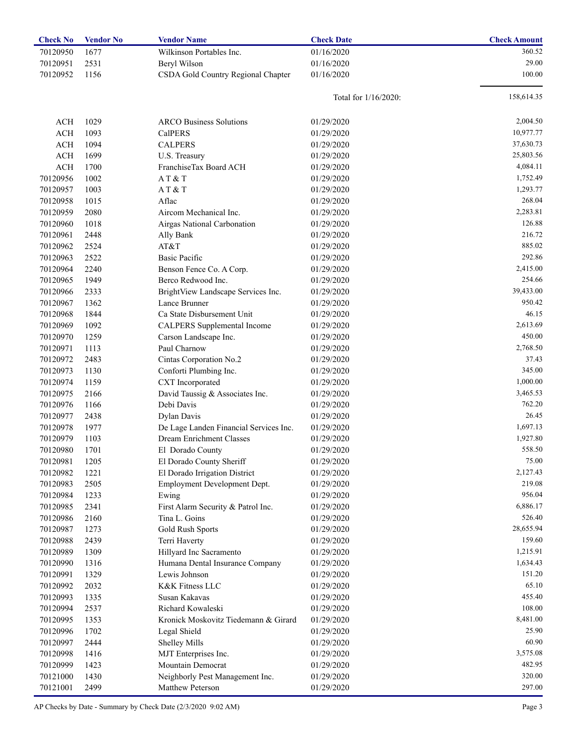| Check No | Vendor No | Vendor Name | Check Date | Check Amount |
|---|---|---|---|---|
| 70120950 | 1677 | Wilkinson Portables Inc. | 01/16/2020 | 360.52 |
| 70120951 | 2531 | Beryl Wilson | 01/16/2020 | 29.00 |
| 70120952 | 1156 | CSDA Gold Country Regional Chapter | 01/16/2020 | 100.00 |
| | | | Total for 1/16/2020: | 158,614.35 |
| ACH | 1029 | ARCO Business Solutions | 01/29/2020 | 2,004.50 |
| ACH | 1093 | CalPERS | 01/29/2020 | 10,977.77 |
| ACH | 1094 | CALPERS | 01/29/2020 | 37,630.73 |
| ACH | 1699 | U.S. Treasury | 01/29/2020 | 25,803.56 |
| ACH | 1700 | FranchiseTax Board ACH | 01/29/2020 | 4,084.11 |
| 70120956 | 1002 | A T & T | 01/29/2020 | 1,752.49 |
| 70120957 | 1003 | A T & T | 01/29/2020 | 1,293.77 |
| 70120958 | 1015 | Aflac | 01/29/2020 | 268.04 |
| 70120959 | 2080 | Aircom Mechanical Inc. | 01/29/2020 | 2,283.81 |
| 70120960 | 1018 | Airgas National Carbonation | 01/29/2020 | 126.88 |
| 70120961 | 2448 | Ally Bank | 01/29/2020 | 216.72 |
| 70120962 | 2524 | AT&T | 01/29/2020 | 885.02 |
| 70120963 | 2522 | Basic Pacific | 01/29/2020 | 292.86 |
| 70120964 | 2240 | Benson Fence Co. A Corp. | 01/29/2020 | 2,415.00 |
| 70120965 | 1949 | Berco Redwood Inc. | 01/29/2020 | 254.66 |
| 70120966 | 2333 | BrightView Landscape Services Inc. | 01/29/2020 | 39,433.00 |
| 70120967 | 1362 | Lance Brunner | 01/29/2020 | 950.42 |
| 70120968 | 1844 | Ca State Disbursement Unit | 01/29/2020 | 46.15 |
| 70120969 | 1092 | CALPERS Supplemental Income | 01/29/2020 | 2,613.69 |
| 70120970 | 1259 | Carson Landscape Inc. | 01/29/2020 | 450.00 |
| 70120971 | 1113 | Paul Charnow | 01/29/2020 | 2,768.50 |
| 70120972 | 2483 | Cintas Corporation No.2 | 01/29/2020 | 37.43 |
| 70120973 | 1130 | Conforti Plumbing Inc. | 01/29/2020 | 345.00 |
| 70120974 | 1159 | CXT Incorporated | 01/29/2020 | 1,000.00 |
| 70120975 | 2166 | David Taussig & Associates Inc. | 01/29/2020 | 3,465.53 |
| 70120976 | 1166 | Debi Davis | 01/29/2020 | 762.20 |
| 70120977 | 2438 | Dylan Davis | 01/29/2020 | 26.45 |
| 70120978 | 1977 | De Lage Landen Financial Services Inc. | 01/29/2020 | 1,697.13 |
| 70120979 | 1103 | Dream Enrichment Classes | 01/29/2020 | 1,927.80 |
| 70120980 | 1701 | El Dorado County | 01/29/2020 | 558.50 |
| 70120981 | 1205 | El Dorado County Sheriff | 01/29/2020 | 75.00 |
| 70120982 | 1221 | El Dorado Irrigation District | 01/29/2020 | 2,127.43 |
| 70120983 | 2505 | Employment Development Dept. | 01/29/2020 | 219.08 |
| 70120984 | 1233 | Ewing | 01/29/2020 | 956.04 |
| 70120985 | 2341 | First Alarm Security & Patrol Inc. | 01/29/2020 | 6,886.17 |
| 70120986 | 2160 | Tina L. Goins | 01/29/2020 | 526.40 |
| 70120987 | 1273 | Gold Rush Sports | 01/29/2020 | 28,655.94 |
| 70120988 | 2439 | Terri Haverty | 01/29/2020 | 159.60 |
| 70120989 | 1309 | Hillyard Inc Sacramento | 01/29/2020 | 1,215.91 |
| 70120990 | 1316 | Humana Dental Insurance Company | 01/29/2020 | 1,634.43 |
| 70120991 | 1329 | Lewis Johnson | 01/29/2020 | 151.20 |
| 70120992 | 2032 | K&K Fitness LLC | 01/29/2020 | 65.10 |
| 70120993 | 1335 | Susan Kakavas | 01/29/2020 | 455.40 |
| 70120994 | 2537 | Richard Kowaleski | 01/29/2020 | 108.00 |
| 70120995 | 1353 | Kronick Moskovitz Tiedemann & Girard | 01/29/2020 | 8,481.00 |
| 70120996 | 1702 | Legal Shield | 01/29/2020 | 25.90 |
| 70120997 | 2444 | Shelley Mills | 01/29/2020 | 60.90 |
| 70120998 | 1416 | MJT Enterprises Inc. | 01/29/2020 | 3,575.08 |
| 70120999 | 1423 | Mountain Democrat | 01/29/2020 | 482.95 |
| 70121000 | 1430 | Neighborly Pest Management Inc. | 01/29/2020 | 320.00 |
| 70121001 | 2499 | Matthew Peterson | 01/29/2020 | 297.00 |

AP Checks by Date - Summary by Check Date (2/3/2020 9:02 AM)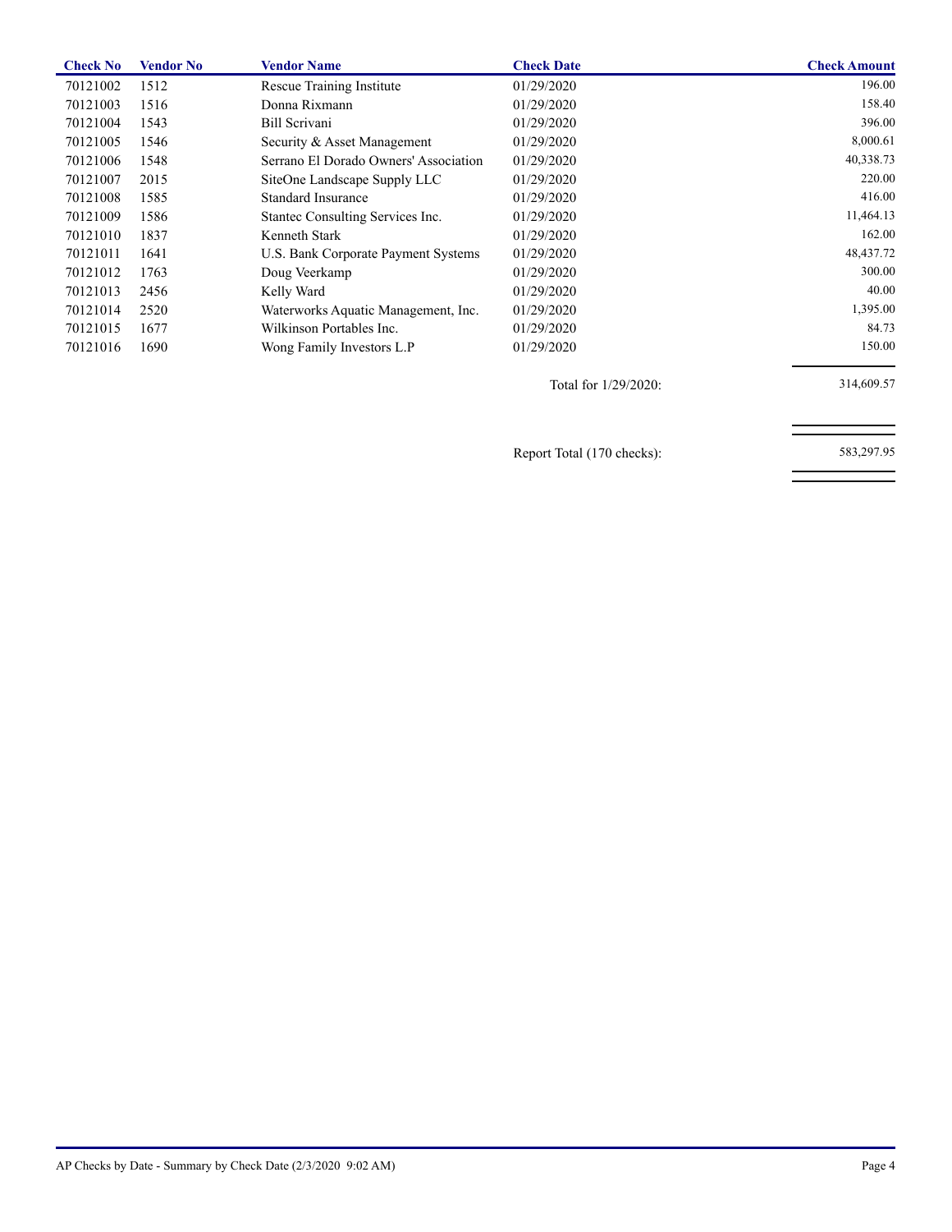| Check No | Vendor No | Vendor Name | Check Date | Check Amount |
|---|---|---|---|---|
| 70121002 | 1512 | Rescue Training Institute | 01/29/2020 | 196.00 |
| 70121003 | 1516 | Donna Rixmann | 01/29/2020 | 158.40 |
| 70121004 | 1543 | Bill Scrivani | 01/29/2020 | 396.00 |
| 70121005 | 1546 | Security & Asset Management | 01/29/2020 | 8,000.61 |
| 70121006 | 1548 | Serrano El Dorado Owners' Association | 01/29/2020 | 40,338.73 |
| 70121007 | 2015 | SiteOne Landscape Supply LLC | 01/29/2020 | 220.00 |
| 70121008 | 1585 | Standard Insurance | 01/29/2020 | 416.00 |
| 70121009 | 1586 | Stantec Consulting Services Inc. | 01/29/2020 | 11,464.13 |
| 70121010 | 1837 | Kenneth Stark | 01/29/2020 | 162.00 |
| 70121011 | 1641 | U.S. Bank Corporate Payment Systems | 01/29/2020 | 48,437.72 |
| 70121012 | 1763 | Doug Veerkamp | 01/29/2020 | 300.00 |
| 70121013 | 2456 | Kelly Ward | 01/29/2020 | 40.00 |
| 70121014 | 2520 | Waterworks Aquatic Management, Inc. | 01/29/2020 | 1,395.00 |
| 70121015 | 1677 | Wilkinson Portables Inc. | 01/29/2020 | 84.73 |
| 70121016 | 1690 | Wong Family Investors L.P | 01/29/2020 | 150.00 |
| | | | Total for 1/29/2020: | 314,609.57 |
| | | | Report Total (170 checks): | 583,297.95 |

AP Checks by Date - Summary by Check Date (2/3/2020 9:02 AM)